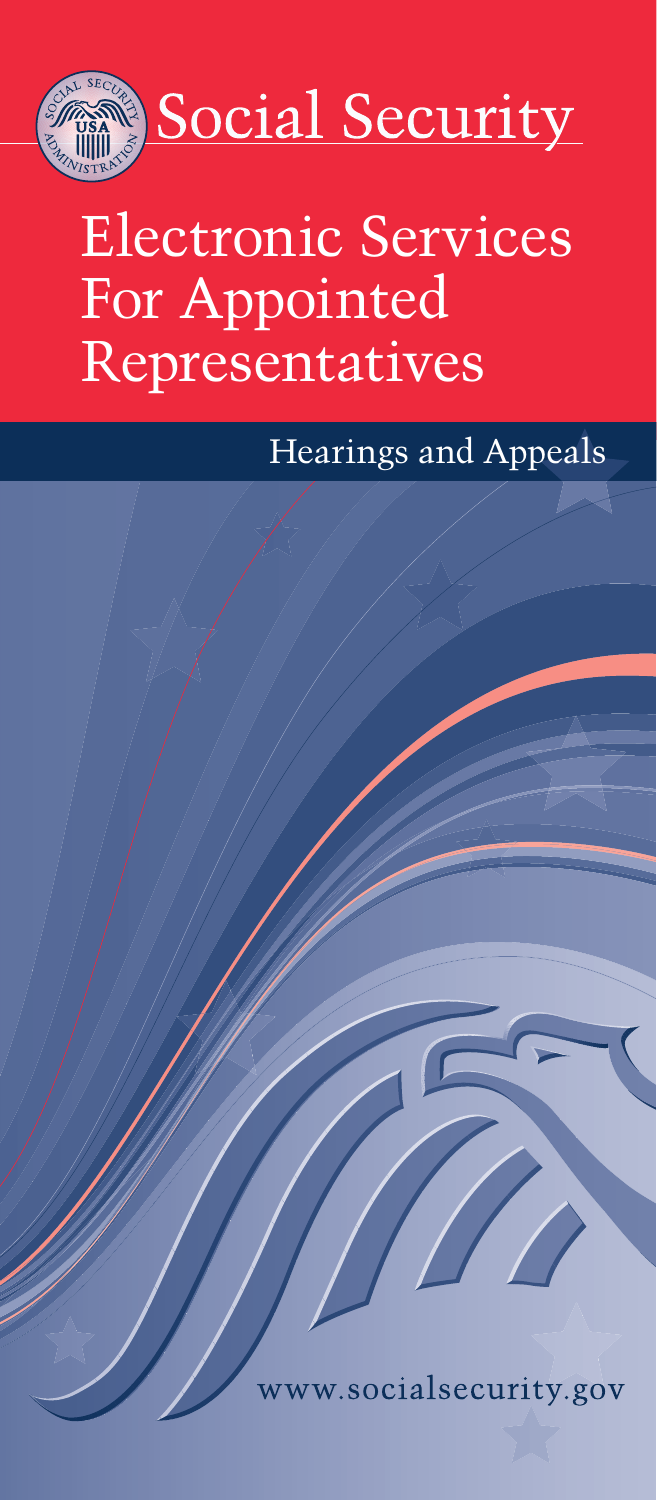Social Security

# Electronic Services For Appointed Representatives

## Hearings and Appeals

www.socialsecurity.gov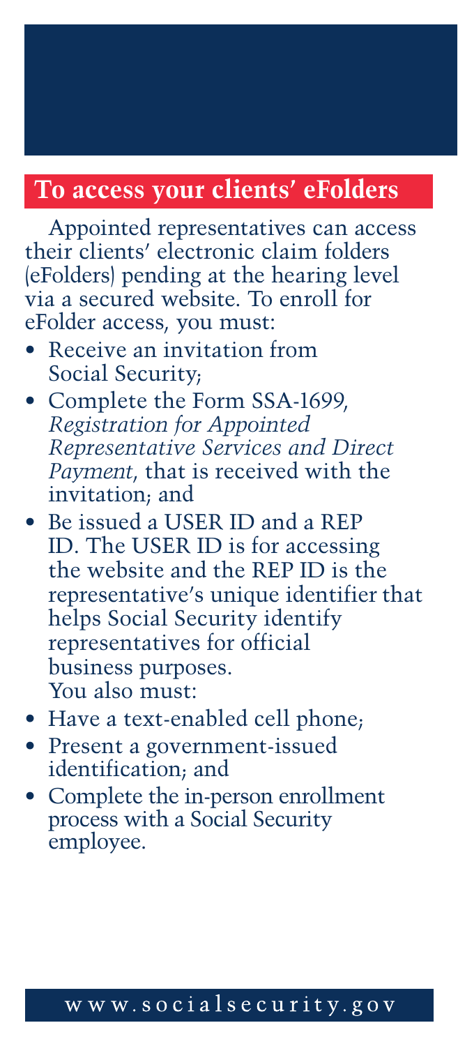## To access your clients' eFolders

Appointed representatives can access their clients' electronic claim folders (eFolders) pending at the hearing level via a secured website. To enroll for eFolder access, you must:

- Receive an invitation from Social Security;
- Complete the Form SSA-1699, *Registration for Appointed Representative Services and Direct Payment*, that is received with the invitation; and
- Be issued a USER ID and a REP ID. The USER ID is for accessing the website and the REP ID is the representative's unique identifier that helps Social Security identify representatives for official business purposes.

You also must:

- Have a text-enabled cell phone;
- Present a government-issued identification; and
- Complete the in-person enrollment process with a Social Security employee.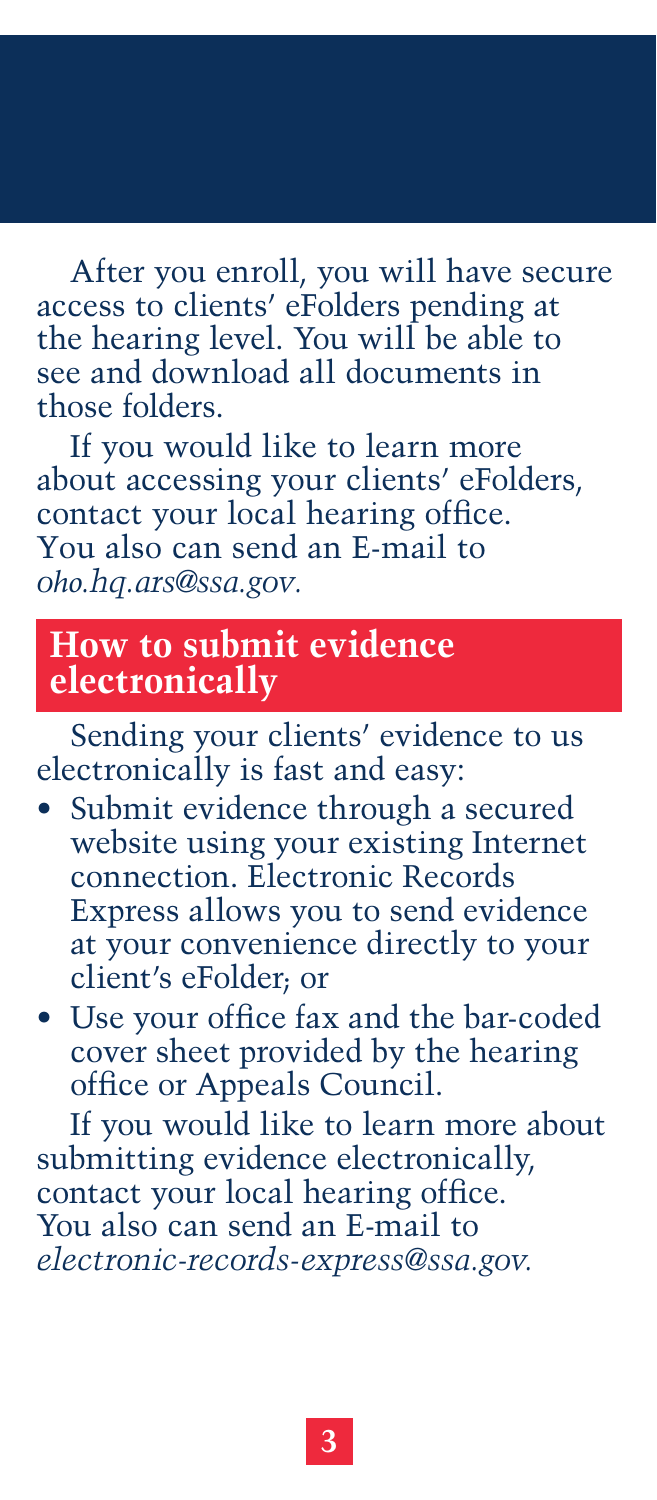After you enroll, you will have secure access to clients' eFolders pending at the hearing level. You will be able to see and download all documents in those folders.

If you would like to learn more about accessing your clients' eFolders, contact your local hearing office. You also can send an E-mail to *oho.hq.ars@ssa.gov.*

## How to submit evidence electronically

Sending your clients' evidence to us electronically is fast and easy:

- Submit evidence through a secured website using your existing Internet connection. Electronic Records Express allows you to send evidence at your convenience directly to your client's eFolder; or
- Use your office fax and the bar-coded cover sheet provided by the hearing office or Appeals Council.

If you would like to learn more about submitting evidence electronically, contact your local hearing office. You also can send an E-mail to *electronic-records-express@ssa.gov.*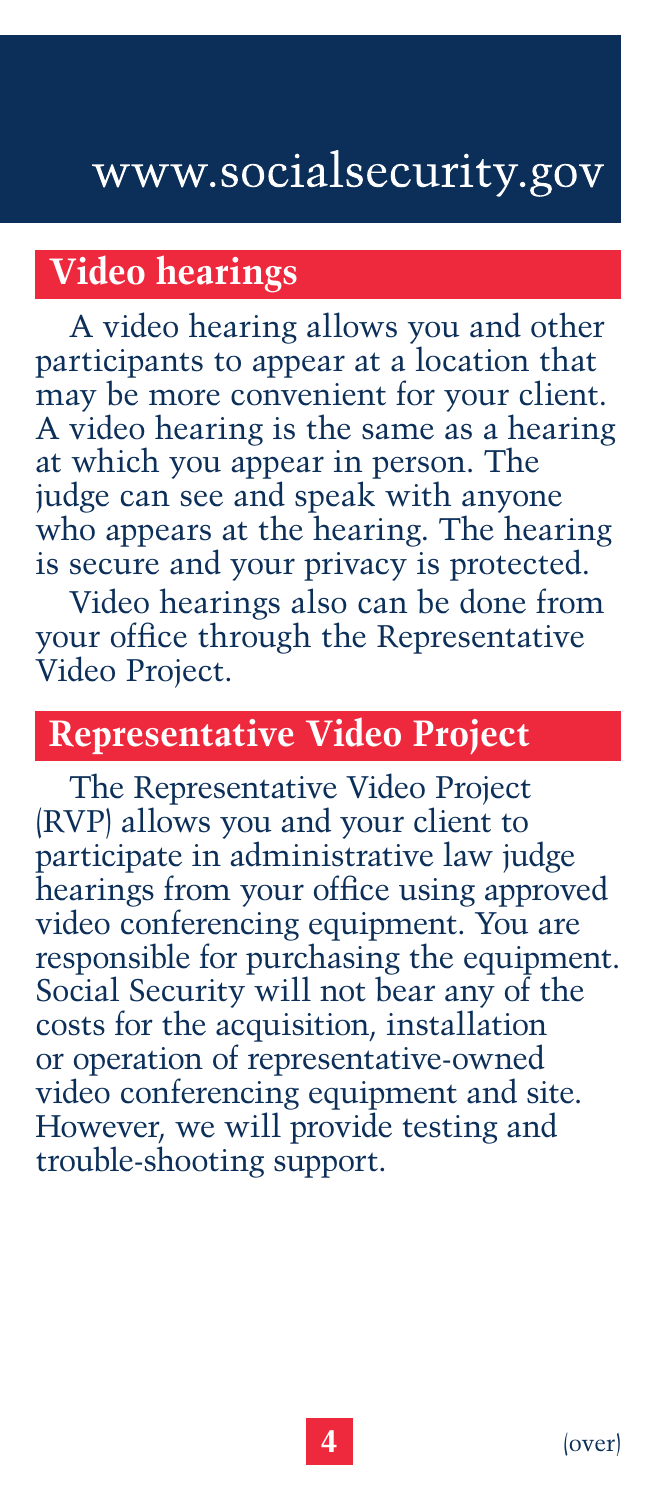## Video hearings

A video hearing allows you and other participants to appear at a location that may be more convenient for your client. A video hearing is the same as a hearing at which you appear in person. The judge can see and speak with anyone who appears at the hearing. The hearing is secure and your privacy is protected.

Video hearings also can be done from your office through the Representative Video Project.

## Representative Video Project

The Representative Video Project (RVP) allows you and your client to participate in administrative law judge hearings from your office using approved video conferencing equipment. You are responsible for purchasing the equipment. Social Security will not bear any of the costs for the acquisition, installation or operation of representative-owned video conferencing equipment and site. However, we will provide testing and trouble-shooting support.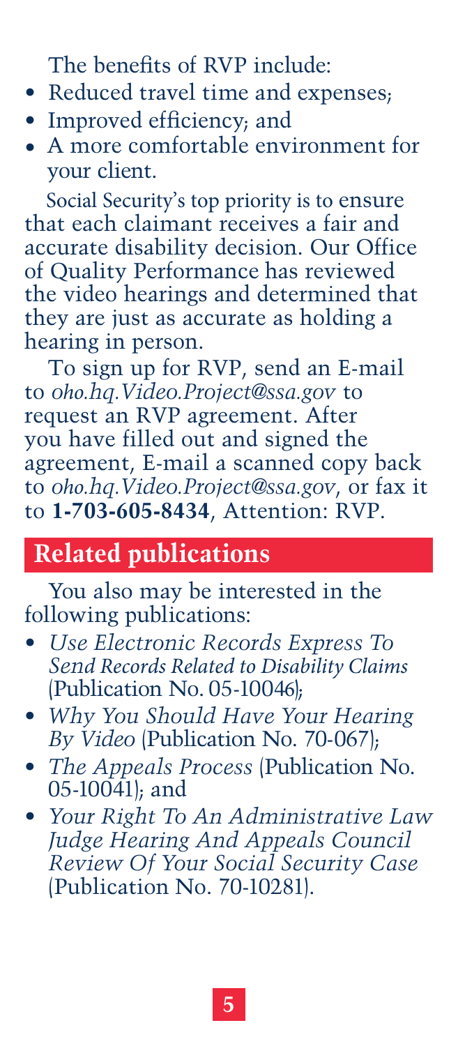The benefits of RVP include:

- Reduced travel time and expenses;
- Improved efficiency; and
- A more comfortable environment for your client.

Social Security's top priority is to ensure that each claimant receives a fair and accurate disability decision. Our Office of Quality Performance has reviewed the video hearings and determined that they are just as accurate as holding a hearing in person.

To sign up for RVP, send an E-mail to *oho.hq.Video.Project@ssa.gov* to request an RVP agreement. After you have filled out and signed the agreement, E-mail a scanned copy back to *oho.hq.Video.Project@ssa.gov*, or fax it to **1-703-605-8434**, Attention: RVP.

## Related publications

You also may be interested in the following publications:

- *Use Electronic Records Express To Send Records Related to Disability Claims* (Publication No. 05-10046);
- *Why You Should Have Your Hearing By Video* (Publication No. 70-067);
- *The Appeals Process* (Publication No. 05-10041); and
- *Your Right To An Administrative Law Judge Hearing And Appeals Council Review Of Your Social Security Case* (Publication No. 70-10281).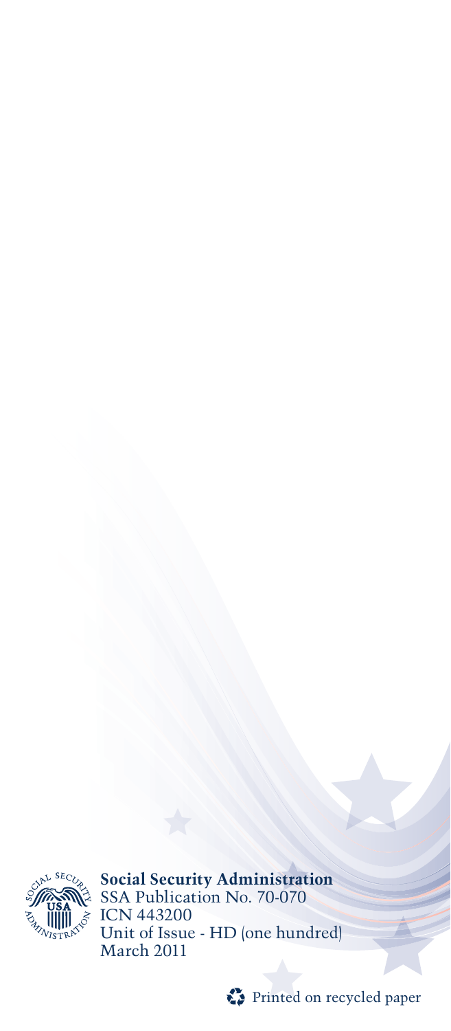**Social Security Administration**
SSA Publication No. 70-070
ICN 443200
Unit of Issue - HD (one hundred)
March 2011

Printed on recycled paper